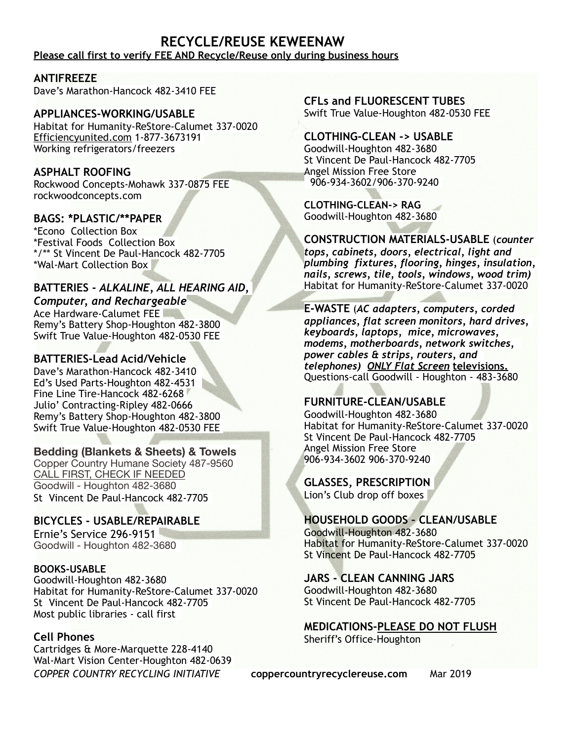# RECYCLE/REUSE KEWEENAW

**Please call first to verify FEE AND Recycle/Reuse only during business hours**

**ANTIFREEZE**
Dave's Marathon-Hancock 482-3410 FEE

**APPLIANCES-WORKING/USABLE**
Habitat for Humanity-ReStore-Calumet 337-0020
Efficiencyunited.com 1-877-3673191
Working refrigerators/freezers

**ASPHALT ROOFING**
Rockwood Concepts-Mohawk 337-0875 FEE
rockwoodconcepts.com

**BAGS: *PLASTIC/**PAPER**
*Econo Collection Box
*Festival Foods Collection Box
*/** St Vincent De Paul-Hancock 482-7705
*Wal-Mart Collection Box

**BATTERIES - *ALKALINE*, *ALL HEARING AID*, *Computer, and Rechargeable***
Ace Hardware-Calumet FEE
Remy's Battery Shop-Houghton 482-3800
Swift True Value-Houghton 482-0530 FEE

**BATTERIES-Lead Acid/Vehicle**
Dave's Marathon-Hancock 482-3410
Ed's Used Parts-Houghton 482-4531
Fine Line Tire-Hancock 482-6268
Julio' Contracting-Ripley 482-0666
Remy's Battery Shop-Houghton 482-3800
Swift True Value-Houghton 482-0530 FEE

**Bedding (Blankets & Sheets) & Towels**
Copper Country Humane Society 487-9560
CALL FIRST, CHECK IF NEEDED
Goodwill - Houghton 482-3680
St Vincent De Paul-Hancock 482-7705

**BICYCLES - USABLE/REPAIRABLE**
Ernie's Service 296-9151
Goodwill - Houghton 482-3680

**BOOKS-USABLE**
Goodwill-Houghton 482-3680
Habitat for Humanity-ReStore-Calumet 337-0020
St Vincent De Paul-Hancock 482-7705
Most public libraries - call first

**Cell Phones**
Cartridges & More-Marquette 228-4140
Wal-Mart Vision Center-Houghton 482-0639

**CFLs and FLUORESCENT TUBES**
Swift True Value-Houghton 482-0530 FEE

**CLOTHING-CLEAN -> USABLE**
Goodwill-Houghton 482-3680
St Vincent De Paul-Hancock 482-7705
Angel Mission Free Store
906-934-3602/906-370-9240

**CLOTHING-CLEAN-> RAG**
Goodwill-Houghton 482-3680

**CONSTRUCTION MATERIALS-USABLE** (***counter tops, cabinets, doors, electrical, light and plumbing fixtures, flooring, hinges, insulation, nails, screws, tile, tools, windows, wood trim)***
Habitat for Humanity-ReStore-Calumet 337-0020

**E-WASTE** (***AC adapters, computers, corded appliances, flat screen monitors, hard drives, keyboards, laptops, mice, microwaves, modems, motherboards, network switches, power cables & strips, routers, and telephones)*** ***ONLY Flat Screen*** **televisions.**
Questions-call Goodwill - Houghton - 483-3680

**FURNITURE-CLEAN/USABLE**
Goodwill-Houghton 482-3680
Habitat for Humanity-ReStore-Calumet 337-0020
St Vincent De Paul-Hancock 482-7705
Angel Mission Free Store
906-934-3602 906-370-9240

**GLASSES, PRESCRIPTION**
Lion's Club drop off boxes

**HOUSEHOLD GOODS - CLEAN/USABLE**
Goodwill-Houghton 482-3680
Habitat for Humanity-ReStore-Calumet 337-0020
St Vincent De Paul-Hancock 482-7705

**JARS - CLEAN CANNING JARS**
Goodwill-Houghton 482-3680
St Vincent De Paul-Hancock 482-7705

**MEDICATIONS-PLEASE DO NOT FLUSH**
Sheriff's Office-Houghton

*COPPER COUNTRY RECYCLING INITIATIVE* **coppercountryrecyclereuse.com** Mar 2019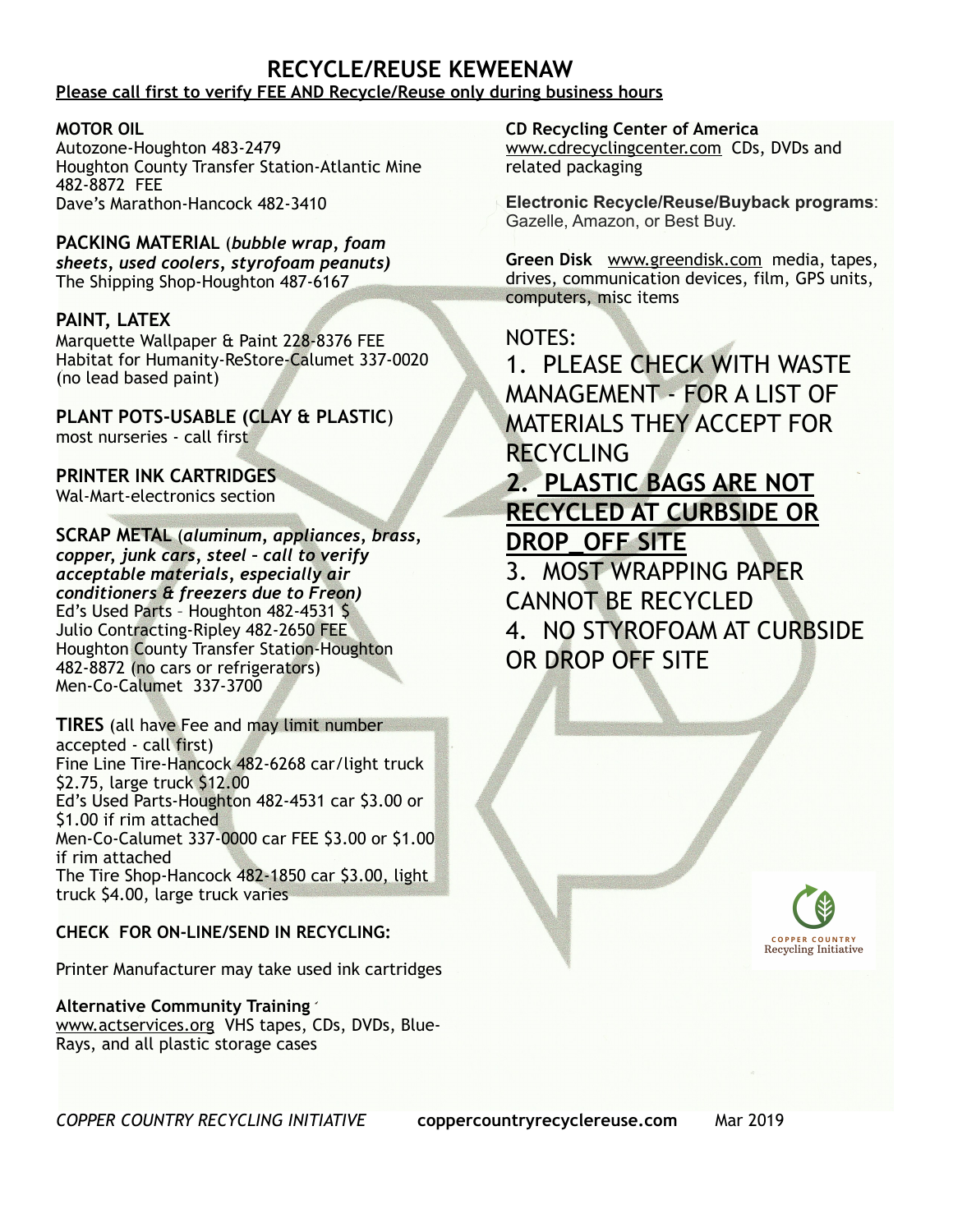# RECYCLE/REUSE KEWEENAW

**Please call first to verify FEE AND Recycle/Reuse only during business hours**

**MOTOR OIL**
Autozone-Houghton 483-2479
Houghton County Transfer Station-Atlantic Mine 482-8872 FEE
Dave's Marathon-Hancock 482-3410

**PACKING MATERIAL** (***bubble wrap, foam sheets, used coolers, styrofoam peanuts)***
The Shipping Shop-Houghton 487-6167

**PAINT, LATEX**
Marquette Wallpaper & Paint 228-8376 FEE
Habitat for Humanity-ReStore-Calumet 337-0020 (no lead based paint)

**PLANT POTS-USABLE (CLAY & PLASTIC)**
most nurseries - call first

**PRINTER INK CARTRIDGES**
Wal-Mart-electronics section

**SCRAP METAL** (***aluminum, appliances, brass, copper, junk cars, steel - call to verify acceptable materials, especially air conditioners & freezers due to Freon)***
Ed's Used Parts – Houghton 482-4531 $
Julio Contracting-Ripley 482-2650 FEE
Houghton County Transfer Station-Houghton 482-8872 (no cars or refrigerators)
Men-Co-Calumet 337-3700

**TIRES** (all have Fee and may limit number accepted - call first)
Fine Line Tire-Hancock 482-6268 car/light truck $2.75, large truck $12.00
Ed's Used Parts-Houghton 482-4531 car $3.00 or $1.00 if rim attached
Men-Co-Calumet 337-0000 car FEE $3.00 or $1.00 if rim attached
The Tire Shop-Hancock 482-1850 car $3.00, light truck $4.00, large truck varies

**CHECK FOR ON-LINE/SEND IN RECYCLING:**

Printer Manufacturer may take used ink cartridges

**Alternative Community Training**
www.actservices.org VHS tapes, CDs, DVDs, Blue-Rays, and all plastic storage cases

**CD Recycling Center of America**
www.cdrecyclingcenter.com CDs, DVDs and related packaging

**Electronic Recycle/Reuse/Buyback programs**: Gazelle, Amazon, or Best Buy.

**Green Disk** www.greendisk.com media, tapes, drives, communication devices, film, GPS units, computers, misc items

NOTES:

1. PLEASE CHECK WITH WASTE MANAGEMENT - FOR A LIST OF MATERIALS THEY ACCEPT FOR RECYCLING
2. **PLASTIC BAGS ARE NOT RECYCLED AT CURBSIDE OR DROP_OFF SITE**
3. MOST WRAPPING PAPER CANNOT BE RECYCLED
4. NO STYROFOAM AT CURBSIDE OR DROP OFF SITE

COPPER COUNTRY Recycling Initiative

*COPPER COUNTRY RECYCLING INITIATIVE* **coppercountryrecyclereuse.com** Mar 2019